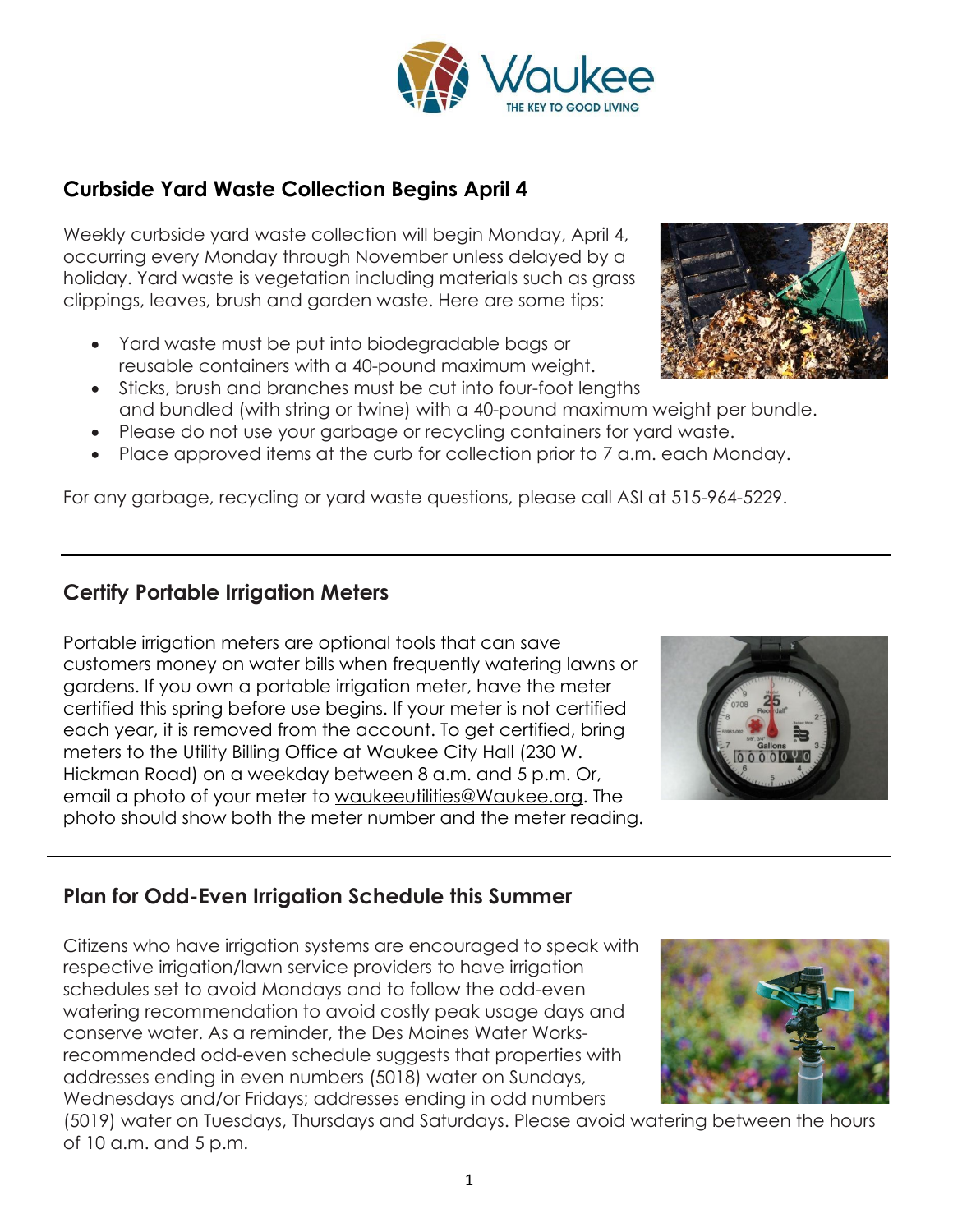Waukee

THE KEY TO GOOD LIVING

## Curbside Yard Waste Collection Begins April 4

Weekly curbside yard waste collection will begin Monday, April 4, occurring every Monday through November unless delayed by a holiday. Yard waste is vegetation including materials such as grass clippings, leaves, brush and garden waste. Here are some tips:

- Yard waste must be put into biodegradable bags or reusable containers with a 40-pound maximum weight.
- Sticks, brush and branches must be cut into four-foot lengths and bundled (with string or twine) with a 40-pound maximum weight per bundle.
- Please do not use your garbage or recycling containers for yard waste.
- Place approved items at the curb for collection prior to 7 a.m. each Monday.

For any garbage, recycling or yard waste questions, please call ASI at 515-964-5229.

---

## Certify Portable Irrigation Meters

Portable irrigation meters are optional tools that can save customers money on water bills when frequently watering lawns or gardens. If you own a portable irrigation meter, have the meter certified this spring before use begins. If your meter is not certified each year, it is removed from the account. To get certified, bring meters to the Utility Billing Office at Waukee City Hall (230 W. Hickman Road) on a weekday between 8 a.m. and 5 p.m. Or, email a photo of your meter to waukeeutilities@Waukee.org. The photo should show both the meter number and the meter reading.

---

## Plan for Odd-Even Irrigation Schedule this Summer

Citizens who have irrigation systems are encouraged to speak with respective irrigation/lawn service providers to have irrigation schedules set to avoid Mondays and to follow the odd-even watering recommendation to avoid costly peak usage days and conserve water. As a reminder, the Des Moines Water Works-recommended odd-even schedule suggests that properties with addresses ending in even numbers (5018) water on Sundays, Wednesdays and/or Fridays; addresses ending in odd numbers (5019) water on Tuesdays, Thursdays and Saturdays. Please avoid watering between the hours of 10 a.m. and 5 p.m.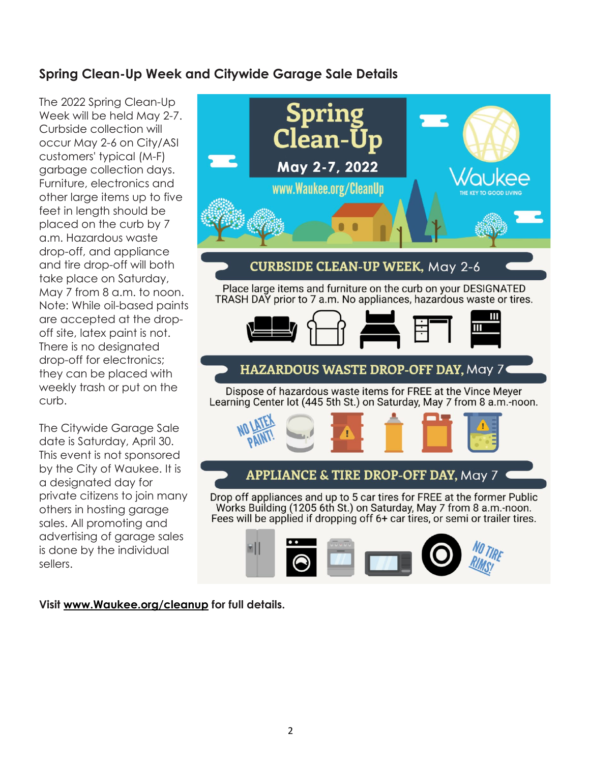## Spring Clean-Up Week and Citywide Garage Sale Details

The 2022 Spring Clean-Up Week will be held May 2-7. Curbside collection will occur May 2-6 on City/ASI customers' typical (M-F) garbage collection days. Furniture, electronics and other large items up to five feet in length should be placed on the curb by 7 a.m. Hazardous waste drop-off, and appliance and tire drop-off will both take place on Saturday, May 7 from 8 a.m. to noon. Note: While oil-based paints are accepted at the drop-off site, latex paint is not. There is no designated drop-off for electronics; they can be placed with weekly trash or put on the curb.

The Citywide Garage Sale date is Saturday, April 30. This event is not sponsored by the City of Waukee. It is a designated day for private citizens to join many others in hosting garage sales. All promoting and advertising of garage sales is done by the individual sellers.

Spring Clean-Up

May 2-7, 2022

www.Waukee.org/CleanUp

Waukee THE KEY TO GOOD LIVING

**CURBSIDE CLEAN-UP WEEK,** May 2-6

Place large items and furniture on the curb on your DESIGNATED TRASH DAY prior to 7 a.m. No appliances, hazardous waste or tires.

**HAZARDOUS WASTE DROP-OFF DAY,** May 7

Dispose of hazardous waste items for FREE at the Vince Meyer Learning Center lot (445 5th St.) on Saturday, May 7 from 8 a.m.-noon.

NO LATEX PAINT!

**APPLIANCE & TIRE DROP-OFF DAY,** May 7

Drop off appliances and up to 5 car tires for FREE at the former Public Works Building (1205 6th St.) on Saturday, May 7 from 8 a.m.-noon. Fees will be applied if dropping off 6+ car tires, or semi or trailer tires.

NO TIRE RIMS!

**Visit www.Waukee.org/cleanup for full details.**